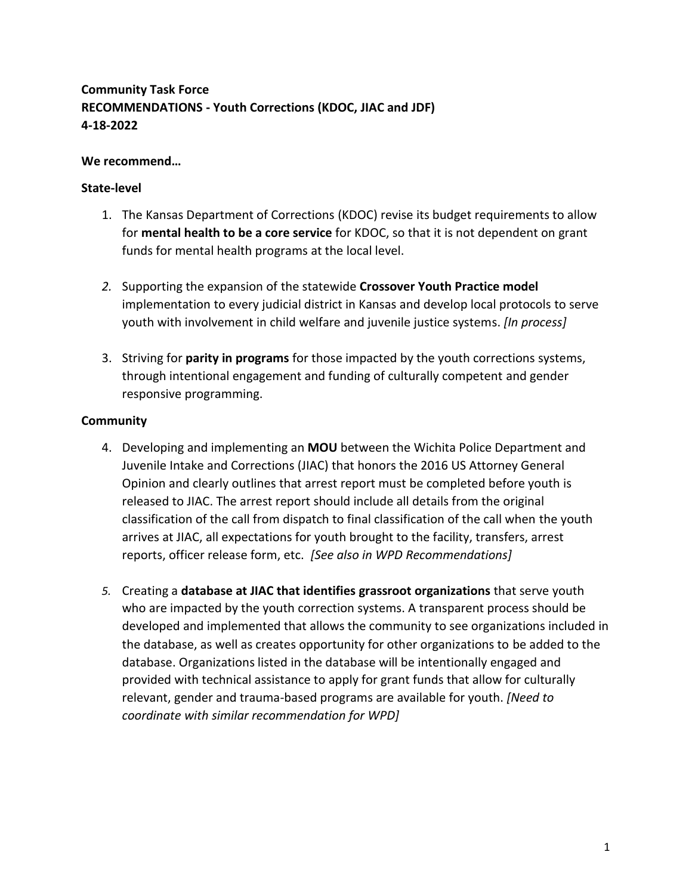**Community Task Force**
**RECOMMENDATIONS - Youth Corrections (KDOC, JIAC and JDF)**
**4-18-2022**

**We recommend…**

**State-level**

1. The Kansas Department of Corrections (KDOC) revise its budget requirements to allow for **mental health to be a core service** for KDOC, so that it is not dependent on grant funds for mental health programs at the local level.

2. Supporting the expansion of the statewide **Crossover Youth Practice model** implementation to every judicial district in Kansas and develop local protocols to serve youth with involvement in child welfare and juvenile justice systems. *[In process]*

3. Striving for **parity in programs** for those impacted by the youth corrections systems, through intentional engagement and funding of culturally competent and gender responsive programming.

**Community**

4. Developing and implementing an **MOU** between the Wichita Police Department and Juvenile Intake and Corrections (JIAC) that honors the 2016 US Attorney General Opinion and clearly outlines that arrest report must be completed before youth is released to JIAC. The arrest report should include all details from the original classification of the call from dispatch to final classification of the call when the youth arrives at JIAC, all expectations for youth brought to the facility, transfers, arrest reports, officer release form, etc. *[See also in WPD Recommendations]*

5. Creating a **database at JIAC that identifies grassroot organizations** that serve youth who are impacted by the youth correction systems. A transparent process should be developed and implemented that allows the community to see organizations included in the database, as well as creates opportunity for other organizations to be added to the database. Organizations listed in the database will be intentionally engaged and provided with technical assistance to apply for grant funds that allow for culturally relevant, gender and trauma-based programs are available for youth. *[Need to coordinate with similar recommendation for WPD]*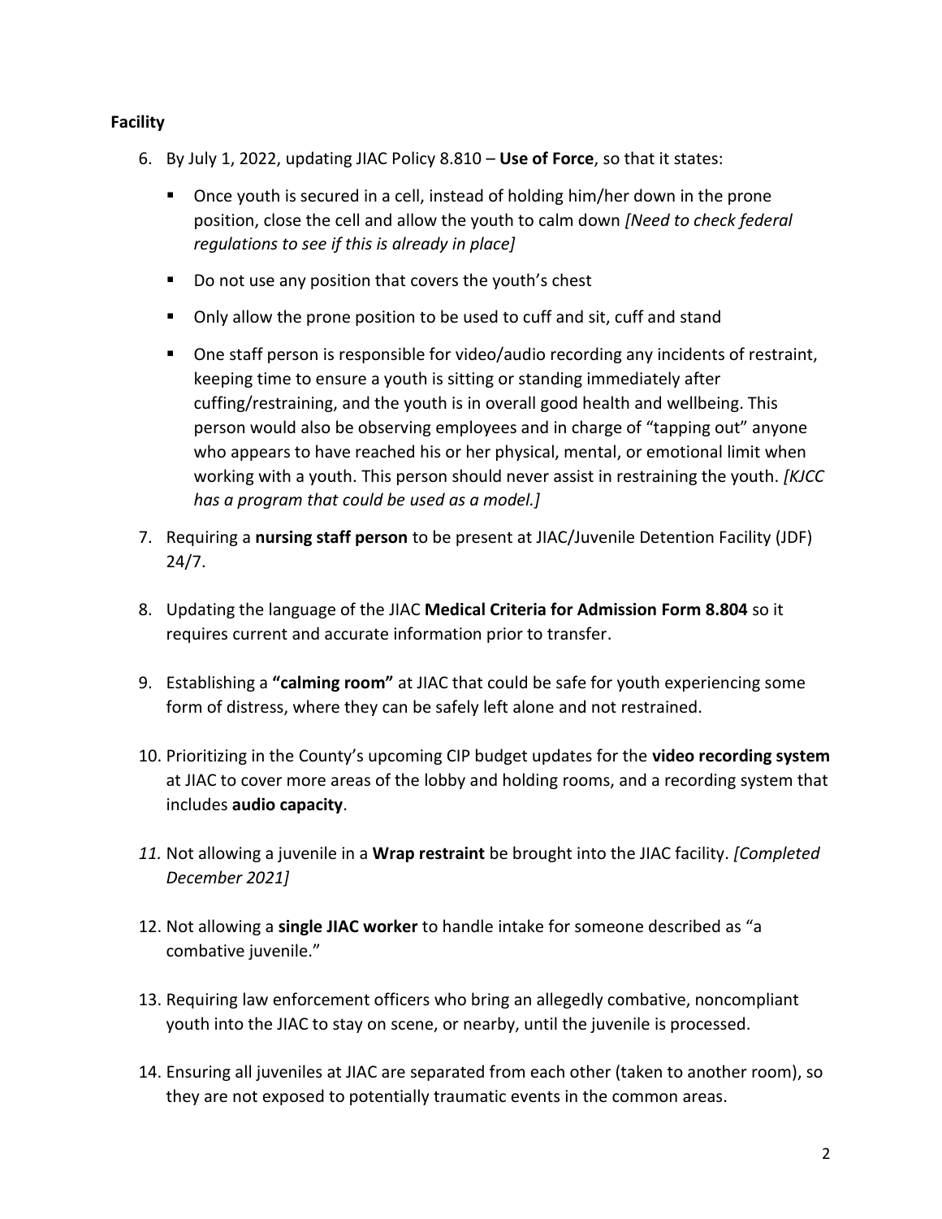**Facility**

6. By July 1, 2022, updating JIAC Policy 8.810 – **Use of Force**, so that it states:
   - Once youth is secured in a cell, instead of holding him/her down in the prone position, close the cell and allow the youth to calm down *[Need to check federal regulations to see if this is already in place]*
   - Do not use any position that covers the youth's chest
   - Only allow the prone position to be used to cuff and sit, cuff and stand
   - One staff person is responsible for video/audio recording any incidents of restraint, keeping time to ensure a youth is sitting or standing immediately after cuffing/restraining, and the youth is in overall good health and wellbeing. This person would also be observing employees and in charge of "tapping out" anyone who appears to have reached his or her physical, mental, or emotional limit when working with a youth. This person should never assist in restraining the youth. *[KJCC has a program that could be used as a model.]*
7. Requiring a **nursing staff person** to be present at JIAC/Juvenile Detention Facility (JDF) 24/7.
8. Updating the language of the JIAC **Medical Criteria for Admission Form 8.804** so it requires current and accurate information prior to transfer.
9. Establishing a **"calming room"** at JIAC that could be safe for youth experiencing some form of distress, where they can be safely left alone and not restrained.
10. Prioritizing in the County's upcoming CIP budget updates for the **video recording system** at JIAC to cover more areas of the lobby and holding rooms, and a recording system that includes **audio capacity**.
11. Not allowing a juvenile in a **Wrap restraint** be brought into the JIAC facility. *[Completed December 2021]*
12. Not allowing a **single JIAC worker** to handle intake for someone described as "a combative juvenile."
13. Requiring law enforcement officers who bring an allegedly combative, noncompliant youth into the JIAC to stay on scene, or nearby, until the juvenile is processed.
14. Ensuring all juveniles at JIAC are separated from each other (taken to another room), so they are not exposed to potentially traumatic events in the common areas.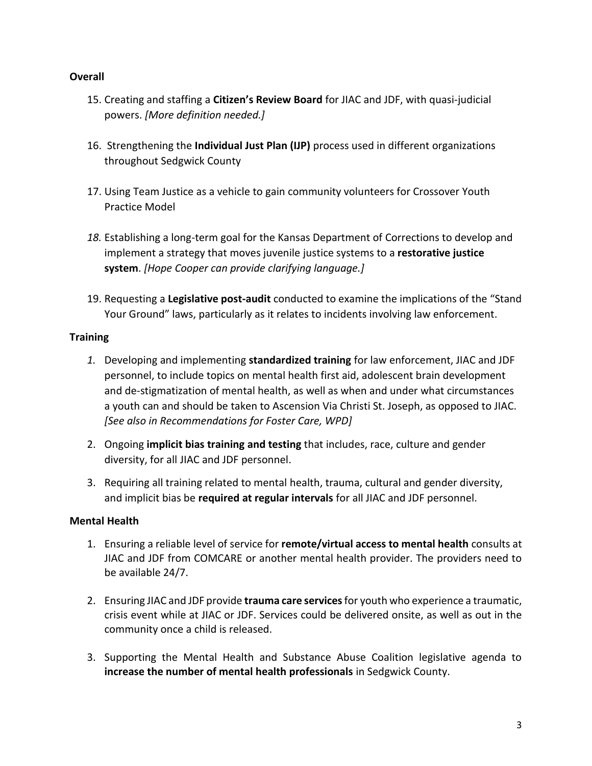**Overall**

15. Creating and staffing a **Citizen's Review Board** for JIAC and JDF, with quasi-judicial powers. *[More definition needed.]*

16. Strengthening the **Individual Just Plan (IJP)** process used in different organizations throughout Sedgwick County

17. Using Team Justice as a vehicle to gain community volunteers for Crossover Youth Practice Model

18. Establishing a long-term goal for the Kansas Department of Corrections to develop and implement a strategy that moves juvenile justice systems to a **restorative justice system**. *[Hope Cooper can provide clarifying language.]*

19. Requesting a **Legislative post-audit** conducted to examine the implications of the "Stand Your Ground" laws, particularly as it relates to incidents involving law enforcement.

**Training**

1. Developing and implementing **standardized training** for law enforcement, JIAC and JDF personnel, to include topics on mental health first aid, adolescent brain development and de-stigmatization of mental health, as well as when and under what circumstances a youth can and should be taken to Ascension Via Christi St. Joseph, as opposed to JIAC. *[See also in Recommendations for Foster Care, WPD]*
2. Ongoing **implicit bias training and testing** that includes, race, culture and gender diversity, for all JIAC and JDF personnel.
3. Requiring all training related to mental health, trauma, cultural and gender diversity, and implicit bias be **required at regular intervals** for all JIAC and JDF personnel.

**Mental Health**

1. Ensuring a reliable level of service for **remote/virtual access to mental health** consults at JIAC and JDF from COMCARE or another mental health provider. The providers need to be available 24/7.

2. Ensuring JIAC and JDF provide **trauma care services** for youth who experience a traumatic, crisis event while at JIAC or JDF. Services could be delivered onsite, as well as out in the community once a child is released.

3. Supporting the Mental Health and Substance Abuse Coalition legislative agenda to **increase the number of mental health professionals** in Sedgwick County.